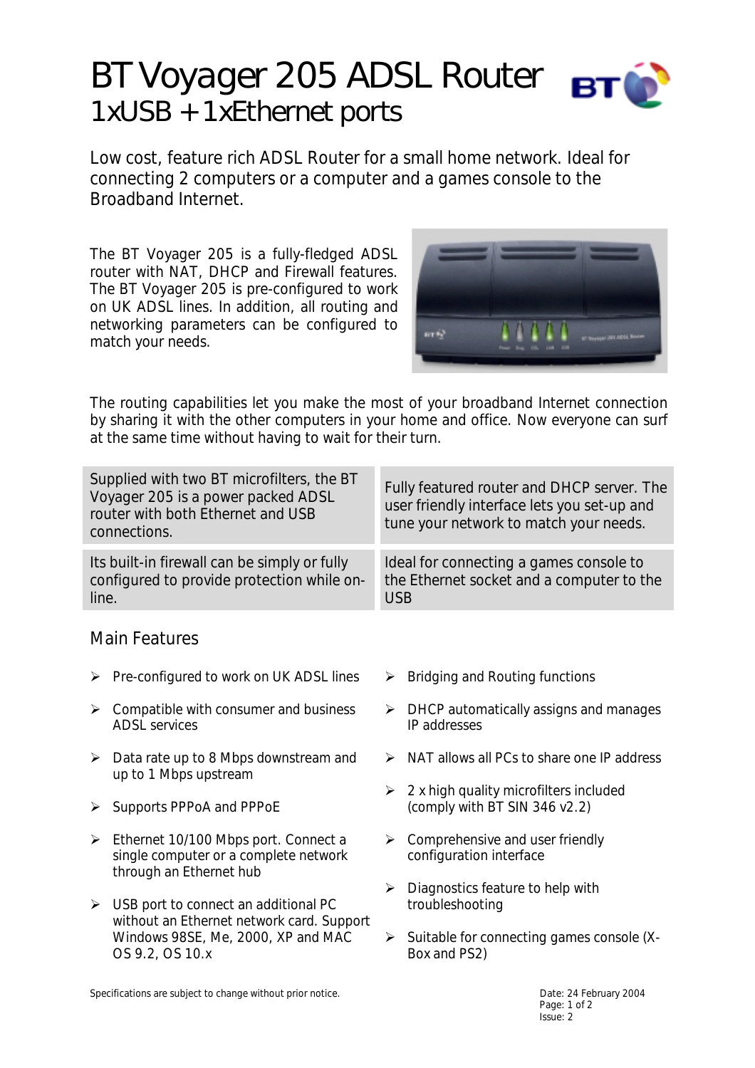# BT Voyager 205 ADSL Router

## 1xUSB + 1xEthernet ports

Low cost, feature rich ADSL Router for a small home network. Ideal for connecting 2 computers or a computer and a games console to the Broadband Internet.

The BT Voyager 205 is a fully-fledged ADSL router with NAT, DHCP and Firewall features. The BT Voyager 205 is pre-configured to work on UK ADSL lines. In addition, all routing and networking parameters can be configured to match your needs.

The routing capabilities let you make the most of your broadband Internet connection by sharing it with the other computers in your home and office. Now everyone can surf at the same time without having to wait for their turn.

| | |
|---|---|
| Supplied with two BT microfilters, the BT Voyager 205 is a power packed ADSL router with both Ethernet and USB connections. | Fully featured router and DHCP server. The user friendly interface lets you set-up and tune your network to match your needs. |
| Its built-in firewall can be simply or fully configured to provide protection while on-line. | Ideal for connecting a games console to the Ethernet socket and a computer to the USB |

## Main Features

- Pre-configured to work on UK ADSL lines
- Compatible with consumer and business ADSL services
- Data rate up to 8 Mbps downstream and up to 1 Mbps upstream
- Supports PPPoA and PPPoE
- Ethernet 10/100 Mbps port. Connect a single computer or a complete network through an Ethernet hub
- USB port to connect an additional PC without an Ethernet network card. Support Windows 98SE, Me, 2000, XP and MAC OS 9.2, OS 10.x
- Bridging and Routing functions
- DHCP automatically assigns and manages IP addresses
- NAT allows all PCs to share one IP address
- 2 x high quality microfilters included (comply with BT SIN 346 v2.2)
- Comprehensive and user friendly configuration interface
- Diagnostics feature to help with troubleshooting
- Suitable for connecting games console (X-Box and PS2)

Specifications are subject to change without prior notice.

Date: 24 February 2004
Issue: 2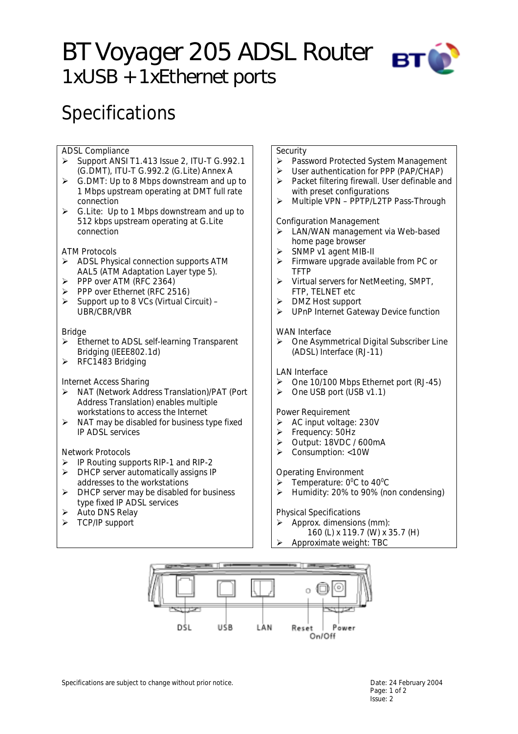# BT Voyager 205 ADSL Router
## 1xUSB + 1xEthernet ports

# Specifications

ADSL Compliance
- Support ANSI T1.413 Issue 2, ITU-T G.992.1 (G.DMT), ITU-T G.992.2 (G.Lite) Annex A
- G.DMT: Up to 8 Mbps downstream and up to 1 Mbps upstream operating at DMT full rate connection
- G.Lite: Up to 1 Mbps downstream and up to 512 kbps upstream operating at G.Lite connection

ATM Protocols
- ADSL Physical connection supports ATM AAL5 (ATM Adaptation Layer type 5).
- PPP over ATM (RFC 2364)
- PPP over Ethernet (RFC 2516)
- Support up to 8 VCs (Virtual Circuit) – UBR/CBR/VBR

Bridge
- Ethernet to ADSL self-learning Transparent Bridging (IEEE802.1d)
- RFC1483 Bridging

Internet Access Sharing
- NAT (Network Address Translation)/PAT (Port Address Translation) enables multiple workstations to access the Internet
- NAT may be disabled for business type fixed IP ADSL services

Network Protocols
- IP Routing supports RIP-1 and RIP-2
- DHCP server automatically assigns IP addresses to the workstations
- DHCP server may be disabled for business type fixed IP ADSL services
- Auto DNS Relay
- TCP/IP support

Security
- Password Protected System Management
- User authentication for PPP (PAP/CHAP)
- Packet filtering firewall. User definable and with preset configurations
- Multiple VPN – PPTP/L2TP Pass-Through

Configuration Management
- LAN/WAN management via Web-based home page browser
- SNMP v1 agent MIB-II
- Firmware upgrade available from PC or TFTP
- Virtual servers for NetMeeting, SMPT, FTP, TELNET etc
- DMZ Host support
- UPnP Internet Gateway Device function

WAN Interface
- One Asymmetrical Digital Subscriber Line (ADSL) Interface (RJ-11)

LAN Interface
- One 10/100 Mbps Ethernet port (RJ-45)
- One USB port (USB v1.1)

Power Requirement
- AC input voltage: 230V
- Frequency: 50Hz
- Output: 18VDC / 600mA
- Consumption: <10W

Operating Environment
- Temperature: $0^0$C to $40^0$C
- Humidity: 20% to 90% (non condensing)

Physical Specifications
- Approx. dimensions (mm): 160 (L) x 119.7 (W) x 35.7 (H)
- Approximate weight: TBC

DSL USB LAN Reset Power On/Off

Specifications are subject to change without prior notice.

Date: 24 February 2004
Issue: 2